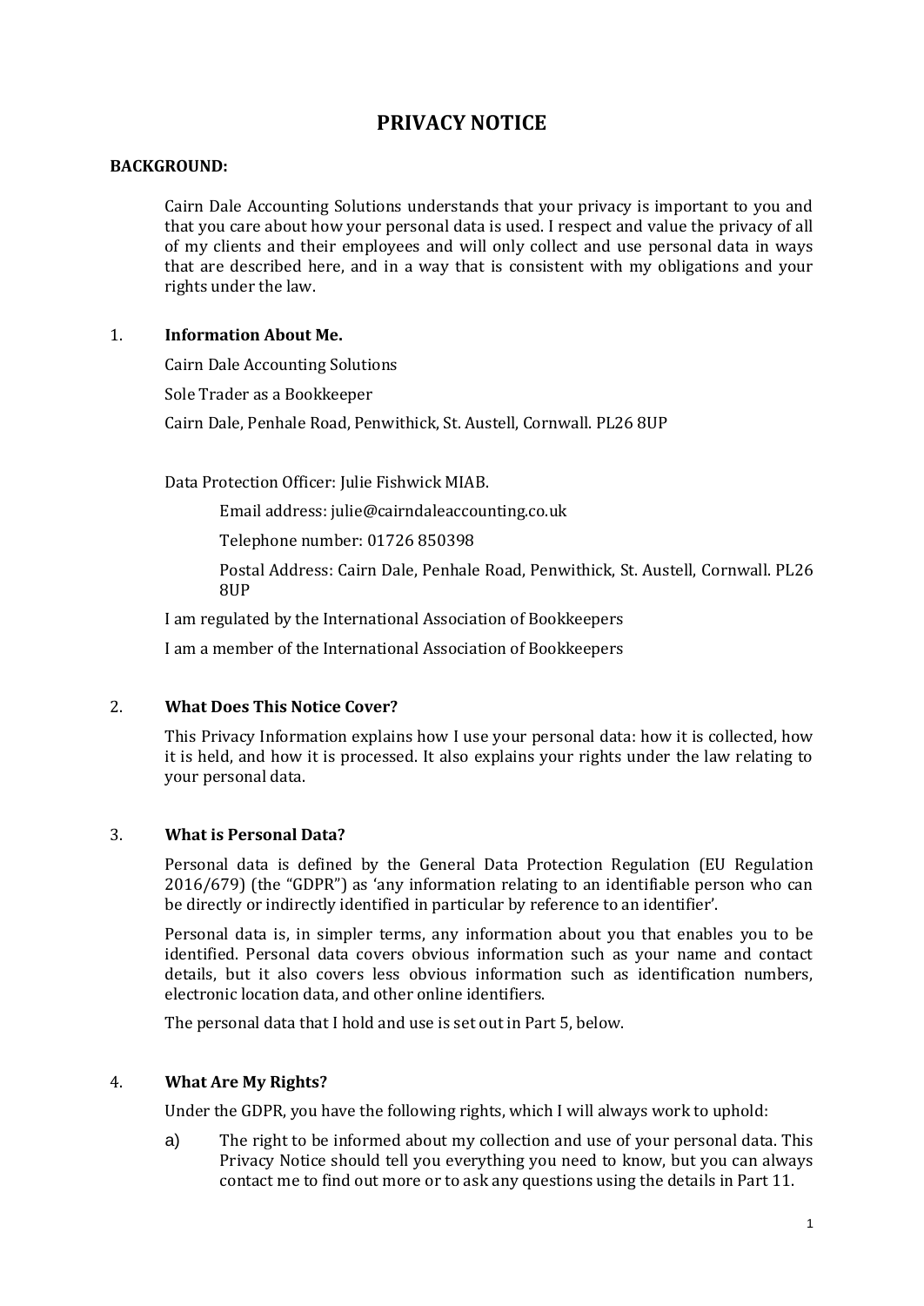# PRIVACY NOTICE

**BACKGROUND:**

Cairn Dale Accounting Solutions understands that your privacy is important to you and that you care about how your personal data is used. I respect and value the privacy of all of my clients and their employees and will only collect and use personal data in ways that are described here, and in a way that is consistent with my obligations and your rights under the law.

## 1. Information About Me.

Cairn Dale Accounting Solutions

Sole Trader as a Bookkeeper

Cairn Dale, Penhale Road, Penwithick, St. Austell, Cornwall. PL26 8UP

Data Protection Officer: Julie Fishwick MIAB.

Email address: julie@cairndaleaccounting.co.uk

Telephone number: 01726 850398

Postal Address: Cairn Dale, Penhale Road, Penwithick, St. Austell, Cornwall. PL26 8UP

I am regulated by the International Association of Bookkeepers

I am a member of the International Association of Bookkeepers

## 2. What Does This Notice Cover?

This Privacy Information explains how I use your personal data: how it is collected, how it is held, and how it is processed. It also explains your rights under the law relating to your personal data.

## 3. What is Personal Data?

Personal data is defined by the General Data Protection Regulation (EU Regulation 2016/679) (the "GDPR") as 'any information relating to an identifiable person who can be directly or indirectly identified in particular by reference to an identifier'.

Personal data is, in simpler terms, any information about you that enables you to be identified. Personal data covers obvious information such as your name and contact details, but it also covers less obvious information such as identification numbers, electronic location data, and other online identifiers.

The personal data that I hold and use is set out in Part 5, below.

## 4. What Are My Rights?

Under the GDPR, you have the following rights, which I will always work to uphold:

a) The right to be informed about my collection and use of your personal data. This Privacy Notice should tell you everything you need to know, but you can always contact me to find out more or to ask any questions using the details in Part 11.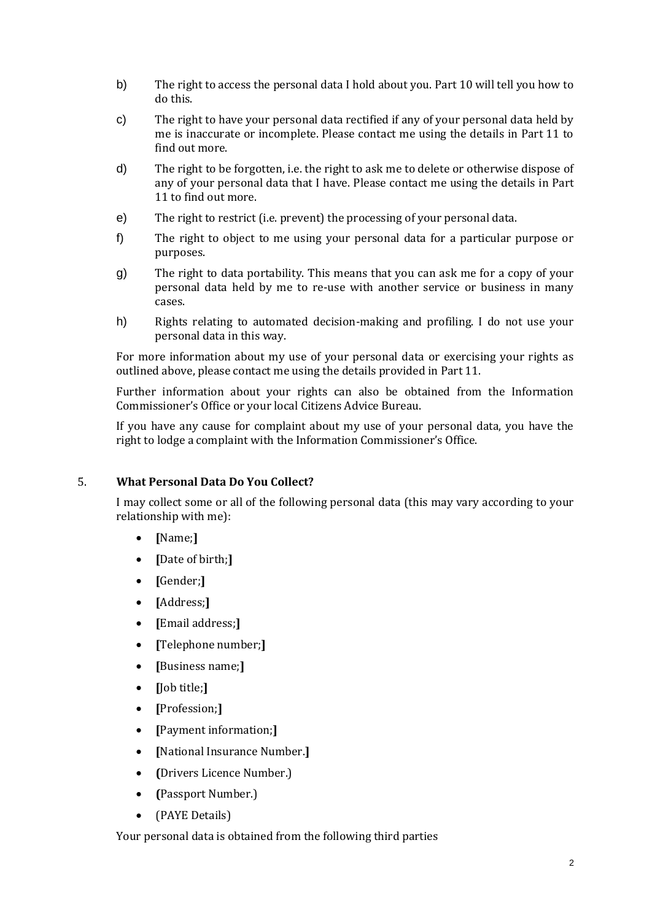b) The right to access the personal data I hold about you. Part 10 will tell you how to do this.

c) The right to have your personal data rectified if any of your personal data held by me is inaccurate or incomplete. Please contact me using the details in Part 11 to find out more.

d) The right to be forgotten, i.e. the right to ask me to delete or otherwise dispose of any of your personal data that I have. Please contact me using the details in Part 11 to find out more.

e) The right to restrict (i.e. prevent) the processing of your personal data.

f) The right to object to me using your personal data for a particular purpose or purposes.

g) The right to data portability. This means that you can ask me for a copy of your personal data held by me to re-use with another service or business in many cases.

h) Rights relating to automated decision-making and profiling. I do not use your personal data in this way.

For more information about my use of your personal data or exercising your rights as outlined above, please contact me using the details provided in Part 11.

Further information about your rights can also be obtained from the Information Commissioner's Office or your local Citizens Advice Bureau.

If you have any cause for complaint about my use of your personal data, you have the right to lodge a complaint with the Information Commissioner's Office.

## 5. What Personal Data Do You Collect?

I may collect some or all of the following personal data (this may vary according to your relationship with me):

- **[**Name;**]**
- **[**Date of birth;**]**
- **[**Gender;**]**
- **[**Address;**]**
- **[**Email address;**]**
- **[**Telephone number;**]**
- **[**Business name;**]**
- **[**Job title;**]**
- **[**Profession;**]**
- **[**Payment information;**]**
- **[**National Insurance Number.**]**
- **(**Drivers Licence Number.)
- **(**Passport Number.)
- (PAYE Details)

Your personal data is obtained from the following third parties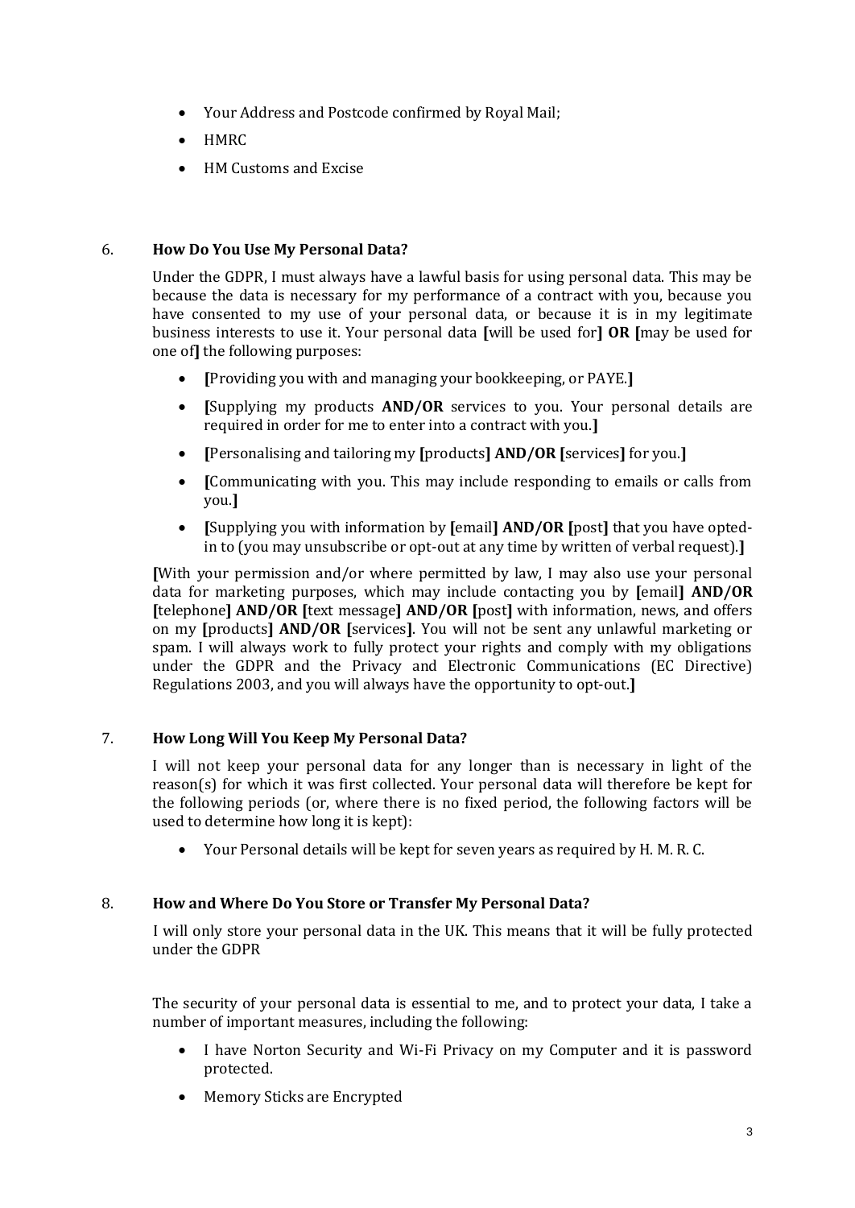- Your Address and Postcode confirmed by Royal Mail;
- HMRC
- HM Customs and Excise

## 6. How Do You Use My Personal Data?

Under the GDPR, I must always have a lawful basis for using personal data. This may be because the data is necessary for my performance of a contract with you, because you have consented to my use of your personal data, or because it is in my legitimate business interests to use it. Your personal data **[**will be used for**]** **OR** **[**may be used for one of**]** the following purposes:

- **[**Providing you with and managing your bookkeeping, or PAYE.**]**
- **[**Supplying my products **AND/OR** services to you. Your personal details are required in order for me to enter into a contract with you.**]**
- **[**Personalising and tailoring my **[**products**]** **AND/OR** **[**services**]** for you.**]**
- **[**Communicating with you. This may include responding to emails or calls from you.**]**
- **[**Supplying you with information by **[**email**]** **AND/OR** **[**post**]** that you have opted-in to (you may unsubscribe or opt-out at any time by written of verbal request).**]**

**[**With your permission and/or where permitted by law, I may also use your personal data for marketing purposes, which may include contacting you by **[**email**]** **AND/OR** **[**telephone**]** **AND/OR** **[**text message**]** **AND/OR** **[**post**]** with information, news, and offers on my **[**products**]** **AND/OR** **[**services**]**. You will not be sent any unlawful marketing or spam. I will always work to fully protect your rights and comply with my obligations under the GDPR and the Privacy and Electronic Communications (EC Directive) Regulations 2003, and you will always have the opportunity to opt-out.**]**

## 7. How Long Will You Keep My Personal Data?

I will not keep your personal data for any longer than is necessary in light of the reason(s) for which it was first collected. Your personal data will therefore be kept for the following periods (or, where there is no fixed period, the following factors will be used to determine how long it is kept):

- Your Personal details will be kept for seven years as required by H. M. R. C.

## 8. How and Where Do You Store or Transfer My Personal Data?

I will only store your personal data in the UK. This means that it will be fully protected under the GDPR

The security of your personal data is essential to me, and to protect your data, I take a number of important measures, including the following:

- I have Norton Security and Wi-Fi Privacy on my Computer and it is password protected.
- Memory Sticks are Encrypted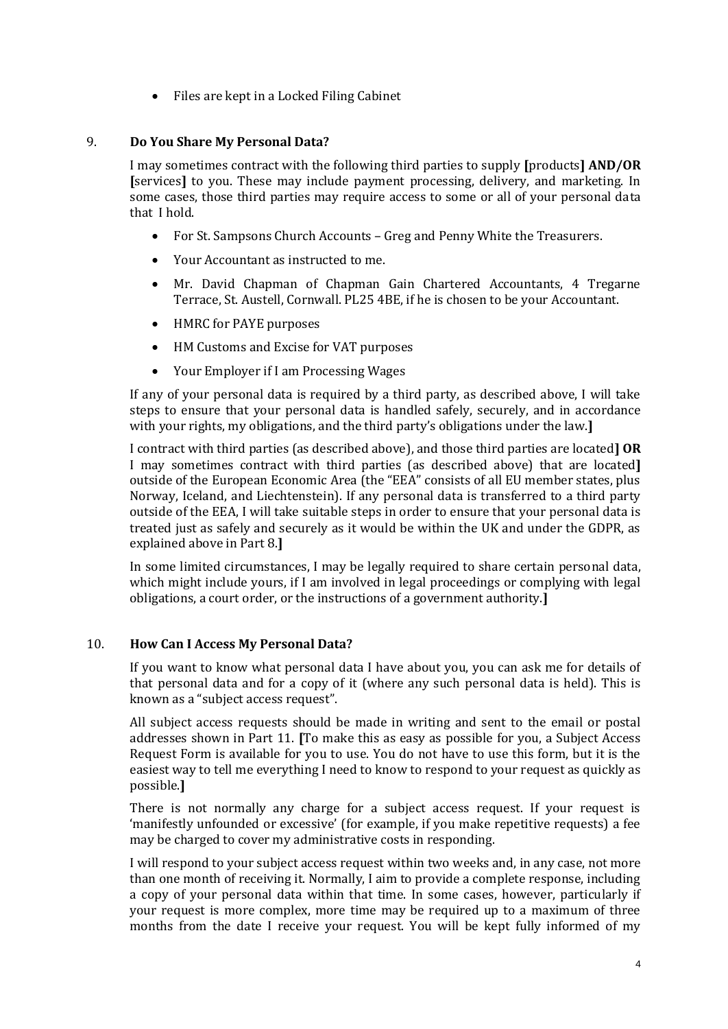- Files are kept in a Locked Filing Cabinet

## 9. Do You Share My Personal Data?

I may sometimes contract with the following third parties to supply **[**products**] AND/OR [**services**]** to you. These may include payment processing, delivery, and marketing. In some cases, those third parties may require access to some or all of your personal data that I hold.

- For St. Sampsons Church Accounts – Greg and Penny White the Treasurers.
- Your Accountant as instructed to me.
- Mr. David Chapman of Chapman Gain Chartered Accountants, 4 Tregarne Terrace, St. Austell, Cornwall. PL25 4BE, if he is chosen to be your Accountant.
- HMRC for PAYE purposes
- HM Customs and Excise for VAT purposes
- Your Employer if I am Processing Wages

If any of your personal data is required by a third party, as described above, I will take steps to ensure that your personal data is handled safely, securely, and in accordance with your rights, my obligations, and the third party's obligations under the law.**]**

I contract with third parties (as described above), and those third parties are located**] OR** I may sometimes contract with third parties (as described above) that are located**]** outside of the European Economic Area (the "EEA" consists of all EU member states, plus Norway, Iceland, and Liechtenstein). If any personal data is transferred to a third party outside of the EEA, I will take suitable steps in order to ensure that your personal data is treated just as safely and securely as it would be within the UK and under the GDPR, as explained above in Part 8.**]**

In some limited circumstances, I may be legally required to share certain personal data, which might include yours, if I am involved in legal proceedings or complying with legal obligations, a court order, or the instructions of a government authority.**]**

## 10. How Can I Access My Personal Data?

If you want to know what personal data I have about you, you can ask me for details of that personal data and for a copy of it (where any such personal data is held). This is known as a "subject access request".

All subject access requests should be made in writing and sent to the email or postal addresses shown in Part 11. **[**To make this as easy as possible for you, a Subject Access Request Form is available for you to use. You do not have to use this form, but it is the easiest way to tell me everything I need to know to respond to your request as quickly as possible.**]**

There is not normally any charge for a subject access request. If your request is 'manifestly unfounded or excessive' (for example, if you make repetitive requests) a fee may be charged to cover my administrative costs in responding.

I will respond to your subject access request within two weeks and, in any case, not more than one month of receiving it. Normally, I aim to provide a complete response, including a copy of your personal data within that time. In some cases, however, particularly if your request is more complex, more time may be required up to a maximum of three months from the date I receive your request. You will be kept fully informed of my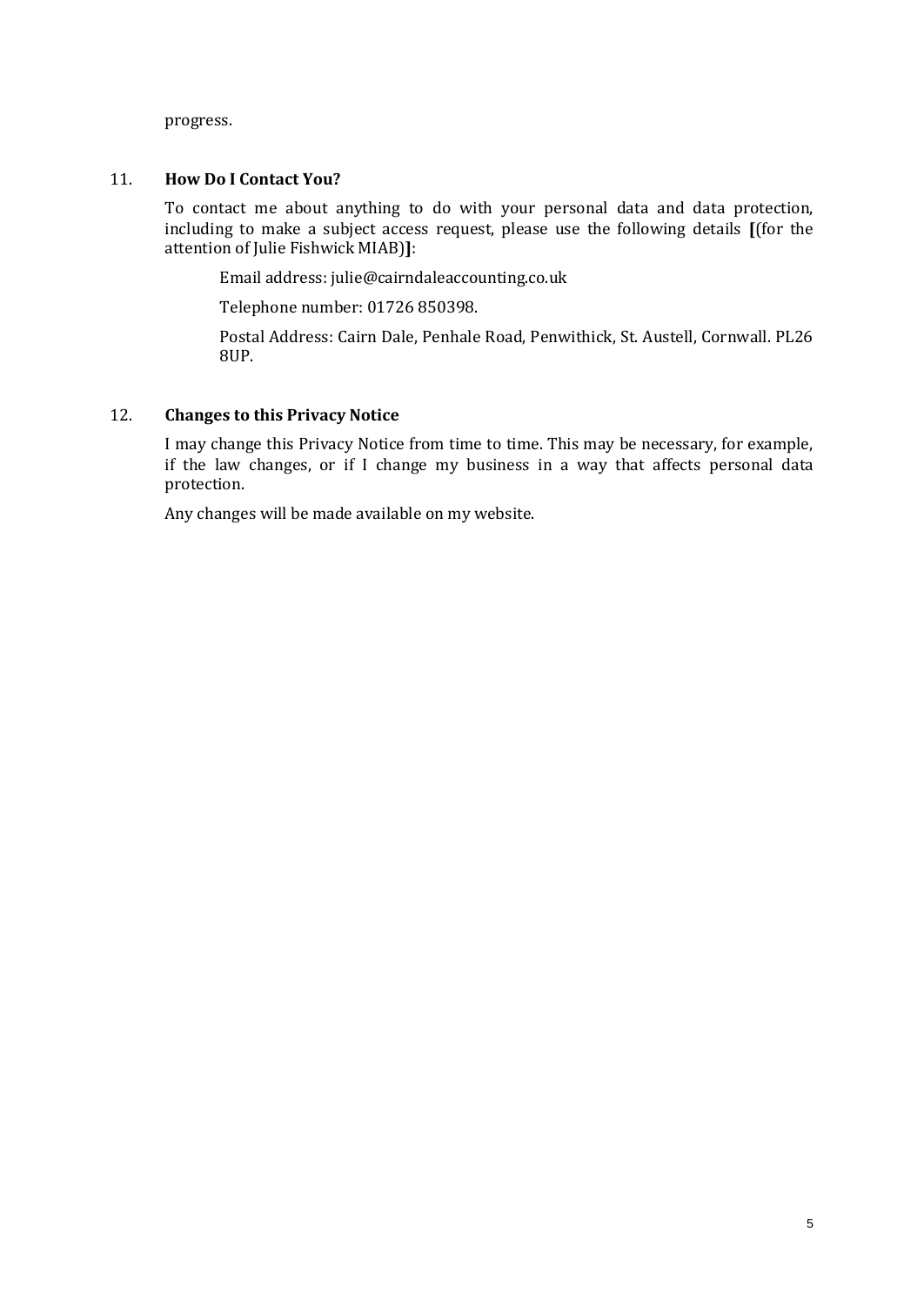progress.

## 11. **How Do I Contact You?**

To contact me about anything to do with your personal data and data protection, including to make a subject access request, please use the following details **[**(for the attention of Julie Fishwick MIAB)**]**:

Email address: julie@cairndaleaccounting.co.uk

Telephone number: 01726 850398.

Postal Address: Cairn Dale, Penhale Road, Penwithick, St. Austell, Cornwall. PL26 8UP.

## 12. **Changes to this Privacy Notice**

I may change this Privacy Notice from time to time. This may be necessary, for example, if the law changes, or if I change my business in a way that affects personal data protection.

Any changes will be made available on my website.